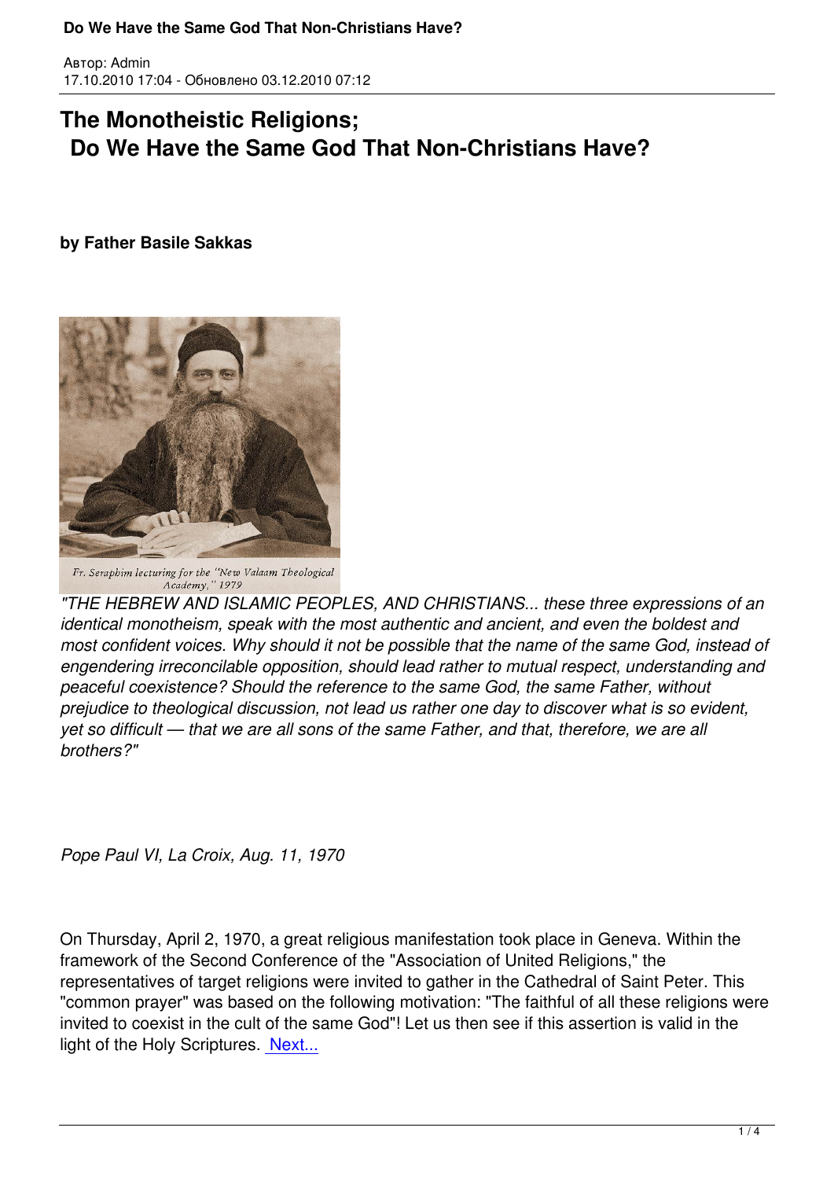# The Monotheistic Religions;
# Do We Have the Same God That Non-Christians Have?

**by Father Basile Sakkas**

Fr. Seraphim lecturing for the "New Valaam Theological Academy," 1979

*"THE HEBREW AND ISLAMIC PEOPLES, AND CHRISTIANS... these three expressions of an identical monotheism, speak with the most authentic and ancient, and even the boldest and most confident voices. Why should it not be possible that the name of the same God, instead of engendering irreconcilable opposition, should lead rather to mutual respect, understanding and peaceful coexistence? Should the reference to the same God, the same Father, without prejudice to theological discussion, not lead us rather one day to discover what is so evident, yet so difficult — that we are all sons of the same Father, and that, therefore, we are all brothers?"*

*Pope Paul VI, La Croix, Aug. 11, 1970*

On Thursday, April 2, 1970, a great religious manifestation took place in Geneva. Within the framework of the Second Conference of the "Association of United Religions," the representatives of target religions were invited to gather in the Cathedral of Saint Peter. This "common prayer" was based on the following motivation: "The faithful of all these religions were invited to coexist in the cult of the same God"! Let us then see if this assertion is valid in the light of the Holy Scriptures. Next...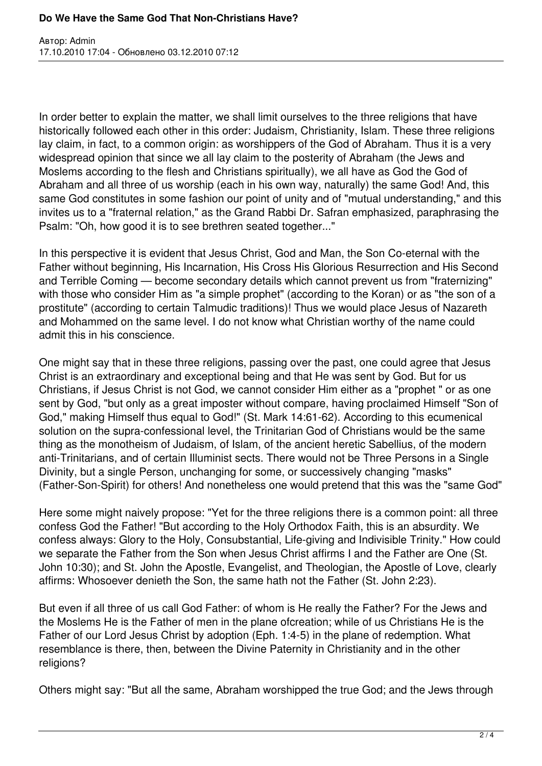In order better to explain the matter, we shall limit ourselves to the three religions that have historically followed each other in this order: Judaism, Christianity, Islam. These three religions lay claim, in fact, to a common origin: as worshippers of the God of Abraham. Thus it is a very widespread opinion that since we all lay claim to the posterity of Abraham (the Jews and Moslems according to the flesh and Christians spiritually), we all have as God the God of Abraham and all three of us worship (each in his own way, naturally) the same God! And, this same God constitutes in some fashion our point of unity and of "mutual understanding," and this invites us to a "fraternal relation," as the Grand Rabbi Dr. Safran emphasized, paraphrasing the Psalm: "Oh, how good it is to see brethren seated together..."

In this perspective it is evident that Jesus Christ, God and Man, the Son Co-eternal with the Father without beginning, His Incarnation, His Cross His Glorious Resurrection and His Second and Terrible Coming — become secondary details which cannot prevent us from "fraternizing" with those who consider Him as "a simple prophet" (according to the Koran) or as "the son of a prostitute" (according to certain Talmudic traditions)! Thus we would place Jesus of Nazareth and Mohammed on the same level. I do not know what Christian worthy of the name could admit this in his conscience.

One might say that in these three religions, passing over the past, one could agree that Jesus Christ is an extraordinary and exceptional being and that He was sent by God. But for us Christians, if Jesus Christ is not God, we cannot consider Him either as a "prophet " or as one sent by God, "but only as a great imposter without compare, having proclaimed Himself "Son of God," making Himself thus equal to God!" (St. Mark 14:61-62). According to this ecumenical solution on the supra-confessional level, the Trinitarian God of Christians would be the same thing as the monotheism of Judaism, of Islam, of the ancient heretic Sabellius, of the modern anti-Trinitarians, and of certain Illuminist sects. There would not be Three Persons in a Single Divinity, but a single Person, unchanging for some, or successively changing "masks" (Father-Son-Spirit) for others! And nonetheless one would pretend that this was the "same God"

Here some might naively propose: "Yet for the three religions there is a common point: all three confess God the Father! "But according to the Holy Orthodox Faith, this is an absurdity. We confess always: Glory to the Holy, Consubstantial, Life-giving and Indivisible Trinity." How could we separate the Father from the Son when Jesus Christ affirms I and the Father are One (St. John 10:30); and St. John the Apostle, Evangelist, and Theologian, the Apostle of Love, clearly affirms: Whosoever denieth the Son, the same hath not the Father (St. John 2:23).

But even if all three of us call God Father: of whom is He really the Father? For the Jews and the Moslems He is the Father of men in the plane ofcreation; while of us Christians He is the Father of our Lord Jesus Christ by adoption (Eph. 1:4-5) in the plane of redemption. What resemblance is there, then, between the Divine Paternity in Christianity and in the other religions?

Others might say: "But all the same, Abraham worshipped the true God; and the Jews through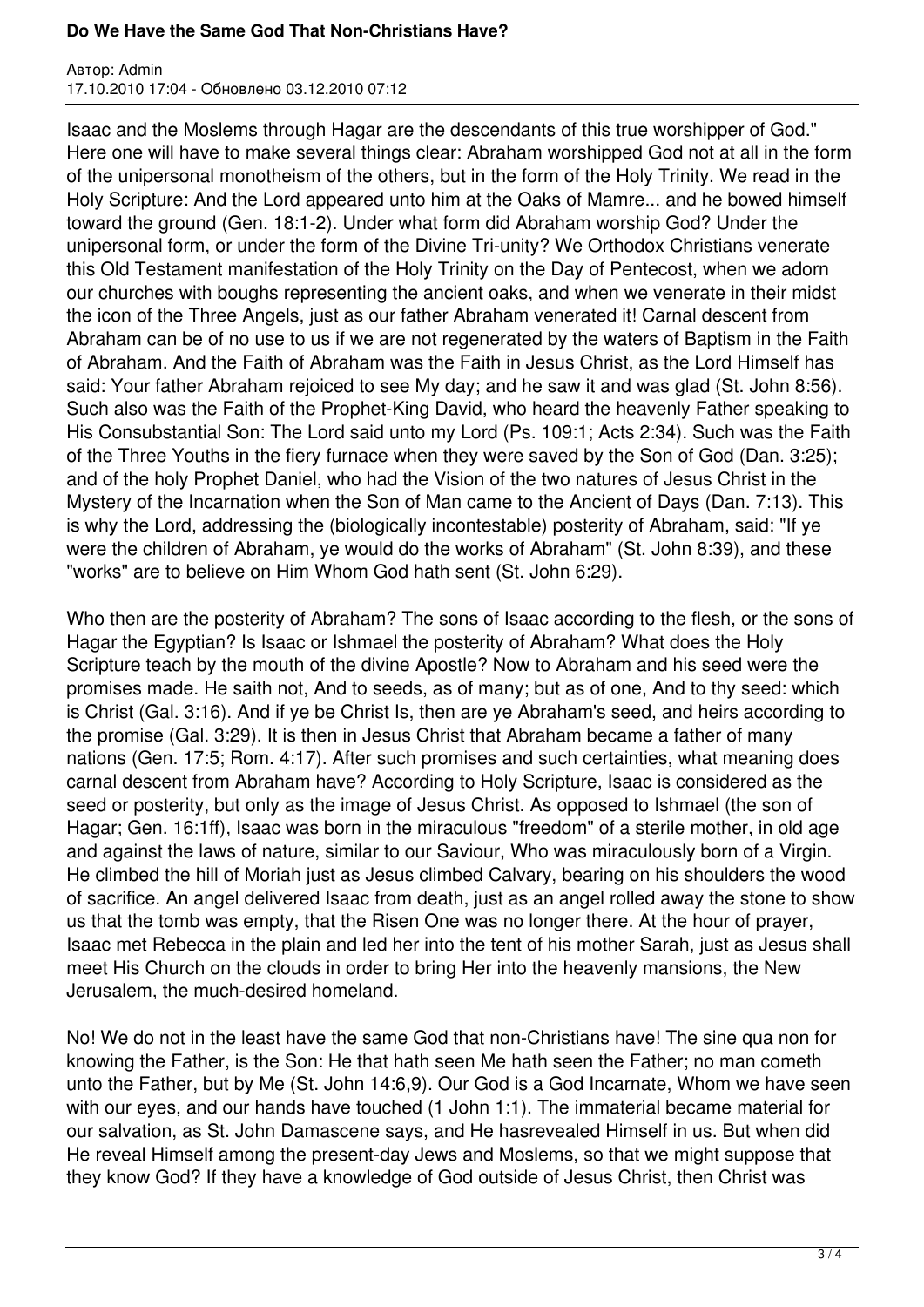Isaac and the Moslems through Hagar are the descendants of this true worshipper of God." Here one will have to make several things clear: Abraham worshipped God not at all in the form of the unipersonal monotheism of the others, but in the form of the Holy Trinity. We read in the Holy Scripture: And the Lord appeared unto him at the Oaks of Mamre... and he bowed himself toward the ground (Gen. 18:1-2). Under what form did Abraham worship God? Under the unipersonal form, or under the form of the Divine Tri-unity? We Orthodox Christians venerate this Old Testament manifestation of the Holy Trinity on the Day of Pentecost, when we adorn our churches with boughs representing the ancient oaks, and when we venerate in their midst the icon of the Three Angels, just as our father Abraham venerated it! Carnal descent from Abraham can be of no use to us if we are not regenerated by the waters of Baptism in the Faith of Abraham. And the Faith of Abraham was the Faith in Jesus Christ, as the Lord Himself has said: Your father Abraham rejoiced to see My day; and he saw it and was glad (St. John 8:56). Such also was the Faith of the Prophet-King David, who heard the heavenly Father speaking to His Consubstantial Son: The Lord said unto my Lord (Ps. 109:1; Acts 2:34). Such was the Faith of the Three Youths in the fiery furnace when they were saved by the Son of God (Dan. 3:25); and of the holy Prophet Daniel, who had the Vision of the two natures of Jesus Christ in the Mystery of the Incarnation when the Son of Man came to the Ancient of Days (Dan. 7:13). This is why the Lord, addressing the (biologically incontestable) posterity of Abraham, said: "If ye were the children of Abraham, ye would do the works of Abraham" (St. John 8:39), and these "works" are to believe on Him Whom God hath sent (St. John 6:29).

Who then are the posterity of Abraham? The sons of Isaac according to the flesh, or the sons of Hagar the Egyptian? Is Isaac or Ishmael the posterity of Abraham? What does the Holy Scripture teach by the mouth of the divine Apostle? Now to Abraham and his seed were the promises made. He saith not, And to seeds, as of many; but as of one, And to thy seed: which is Christ (Gal. 3:16). And if ye be Christ Is, then are ye Abraham's seed, and heirs according to the promise (Gal. 3:29). It is then in Jesus Christ that Abraham became a father of many nations (Gen. 17:5; Rom. 4:17). After such promises and such certainties, what meaning does carnal descent from Abraham have? According to Holy Scripture, Isaac is considered as the seed or posterity, but only as the image of Jesus Christ. As opposed to Ishmael (the son of Hagar; Gen. 16:1ff), Isaac was born in the miraculous "freedom" of a sterile mother, in old age and against the laws of nature, similar to our Saviour, Who was miraculously born of a Virgin. He climbed the hill of Moriah just as Jesus climbed Calvary, bearing on his shoulders the wood of sacrifice. An angel delivered Isaac from death, just as an angel rolled away the stone to show us that the tomb was empty, that the Risen One was no longer there. At the hour of prayer, Isaac met Rebecca in the plain and led her into the tent of his mother Sarah, just as Jesus shall meet His Church on the clouds in order to bring Her into the heavenly mansions, the New Jerusalem, the much-desired homeland.

No! We do not in the least have the same God that non-Christians have! The sine qua non for knowing the Father, is the Son: He that hath seen Me hath seen the Father; no man cometh unto the Father, but by Me (St. John 14:6,9). Our God is a God Incarnate, Whom we have seen with our eyes, and our hands have touched (1 John 1:1). The immaterial became material for our salvation, as St. John Damascene says, and He hasrevealed Himself in us. But when did He reveal Himself among the present-day Jews and Moslems, so that we might suppose that they know God? If they have a knowledge of God outside of Jesus Christ, then Christ was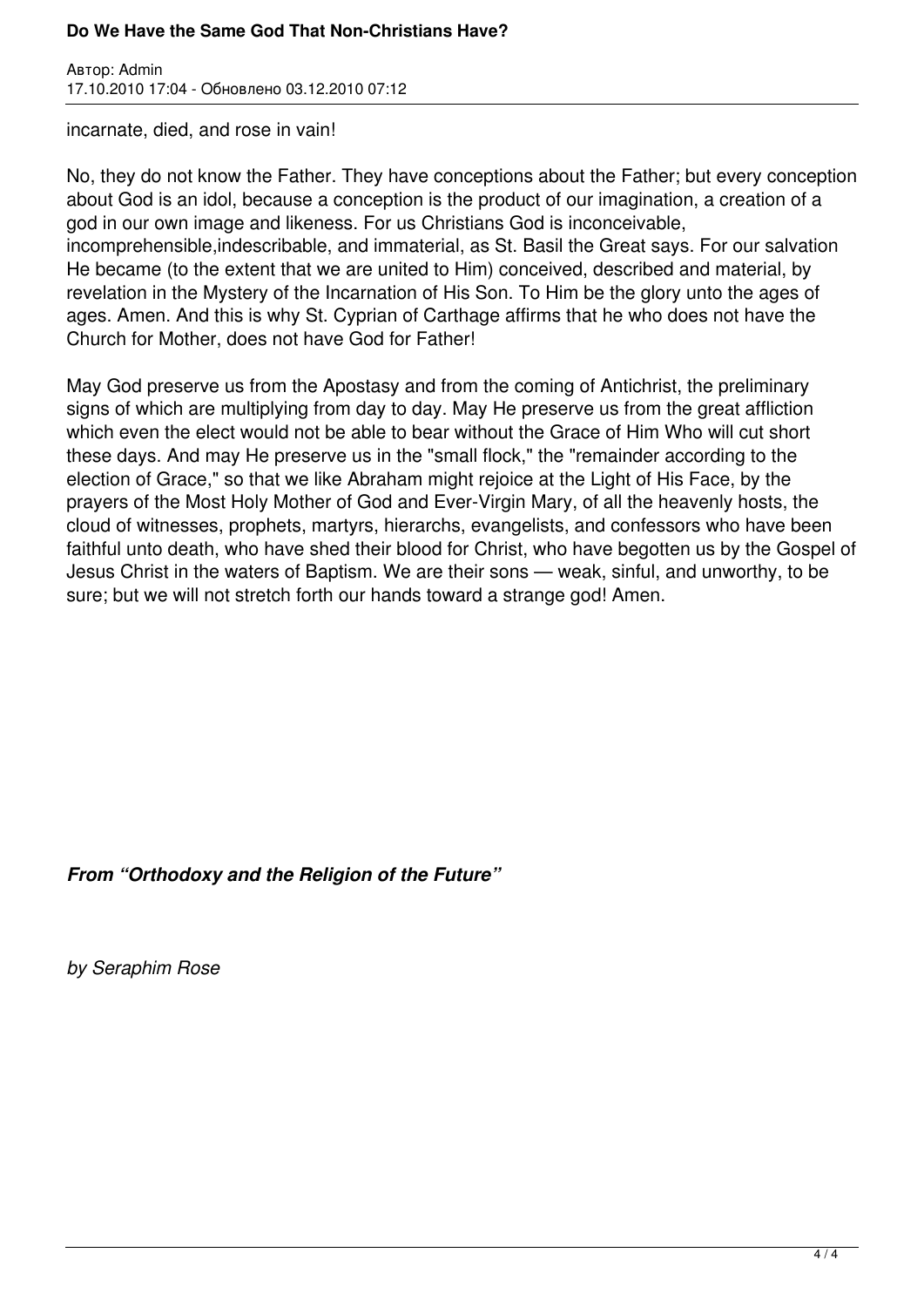incarnate, died, and rose in vain!

No, they do not know the Father. They have conceptions about the Father; but every conception about God is an idol, because a conception is the product of our imagination, a creation of a god in our own image and likeness. For us Christians God is inconceivable, incomprehensible,indescribable, and immaterial, as St. Basil the Great says. For our salvation He became (to the extent that we are united to Him) conceived, described and material, by revelation in the Mystery of the Incarnation of His Son. To Him be the glory unto the ages of ages. Amen. And this is why St. Cyprian of Carthage affirms that he who does not have the Church for Mother, does not have God for Father!

May God preserve us from the Apostasy and from the coming of Antichrist, the preliminary signs of which are multiplying from day to day. May He preserve us from the great affliction which even the elect would not be able to bear without the Grace of Him Who will cut short these days. And may He preserve us in the "small flock," the "remainder according to the election of Grace," so that we like Abraham might rejoice at the Light of His Face, by the prayers of the Most Holy Mother of God and Ever-Virgin Mary, of all the heavenly hosts, the cloud of witnesses, prophets, martyrs, hierarchs, evangelists, and confessors who have been faithful unto death, who have shed their blood for Christ, who have begotten us by the Gospel of Jesus Christ in the waters of Baptism. We are their sons — weak, sinful, and unworthy, to be sure; but we will not stretch forth our hands toward a strange god! Amen.

***From "Orthodoxy and the Religion of the Future"***

*by Seraphim Rose*